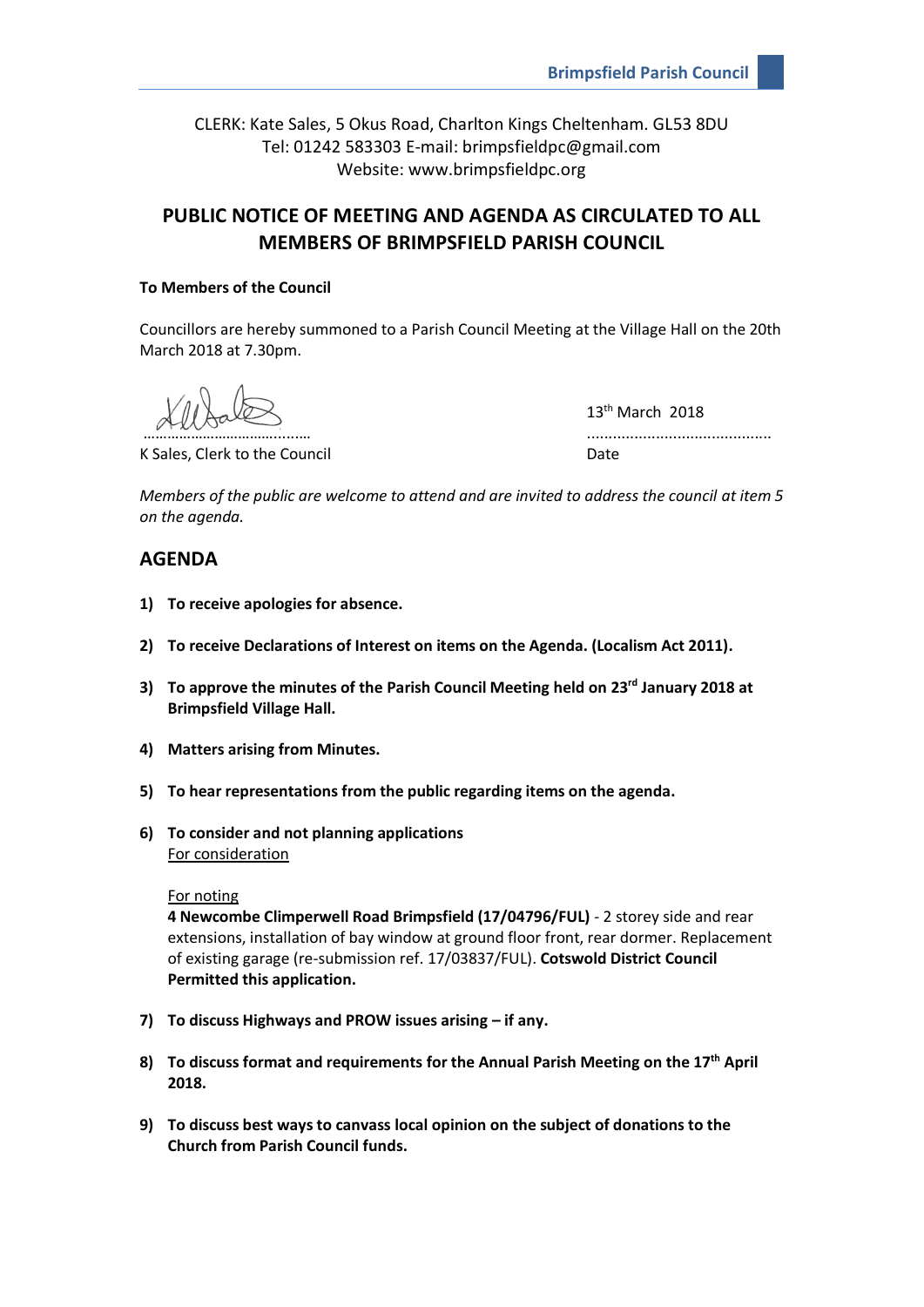Brimpsfield Parish Council

CLERK: Kate Sales, 5 Okus Road, Charlton Kings Cheltenham. GL53 8DU
Tel: 01242 583303 E-mail: brimpsfieldpc@gmail.com
Website: www.brimpsfieldpc.org

# PUBLIC NOTICE OF MEETING AND AGENDA AS CIRCULATED TO ALL MEMBERS OF BRIMPSFIELD PARISH COUNCIL

**To Members of the Council**

Councillors are hereby summoned to a Parish Council Meeting at the Village Hall on the 20th March 2018 at 7.30pm.

……………………………………… 13th March 2018 ………………………………………

K Sales, Clerk to the Council Date

*Members of the public are welcome to attend and are invited to address the council at item 5 on the agenda.*

## AGENDA

1) **To receive apologies for absence.**

2) **To receive Declarations of Interest on items on the Agenda. (Localism Act 2011).**

3) **To approve the minutes of the Parish Council Meeting held on 23rd January 2018 at Brimpsfield Village Hall.**

4) **Matters arising from Minutes.**

5) **To hear representations from the public regarding items on the agenda.**

6) **To consider and not planning applications**
For consideration

For noting
**4 Newcombe Climperwell Road Brimpsfield (17/04796/FUL)** - 2 storey side and rear extensions, installation of bay window at ground floor front, rear dormer. Replacement of existing garage (re-submission ref. 17/03837/FUL). **Cotswold District Council Permitted this application.**

7) **To discuss Highways and PROW issues arising – if any.**

8) **To discuss format and requirements for the Annual Parish Meeting on the 17th April 2018.**

9) **To discuss best ways to canvass local opinion on the subject of donations to the Church from Parish Council funds.**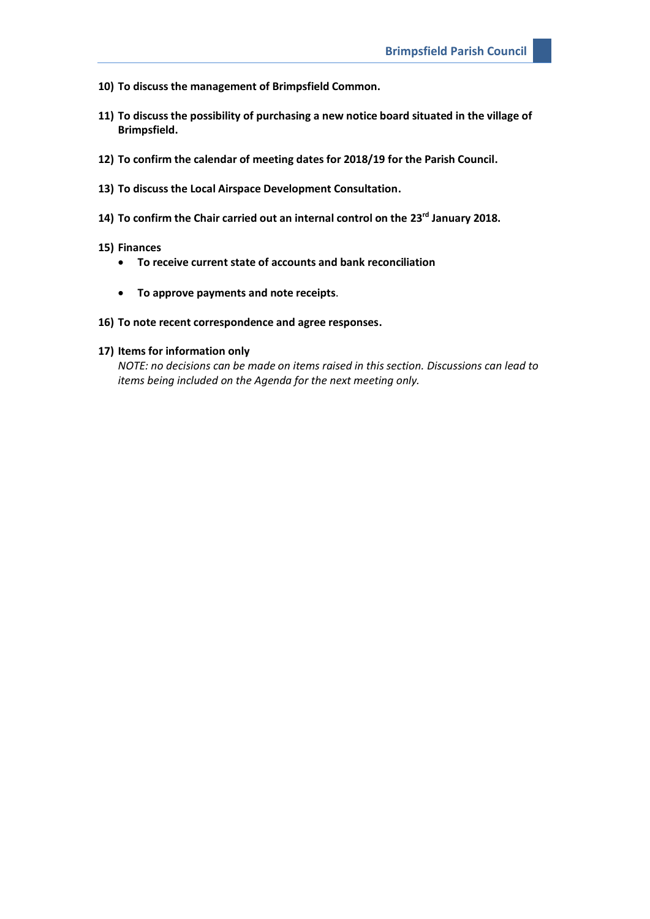**10) To discuss the management of Brimpsfield Common.**

**11) To discuss the possibility of purchasing a new notice board situated in the village of Brimpsfield.**

**12) To confirm the calendar of meeting dates for 2018/19 for the Parish Council.**

**13) To discuss the Local Airspace Development Consultation.**

**14) To confirm the Chair carried out an internal control on the 23rd January 2018.**

**15) Finances**

- **To receive current state of accounts and bank reconciliation**
- **To approve payments and note receipts**.

**16) To note recent correspondence and agree responses.**

**17) Items for information only**

*NOTE: no decisions can be made on items raised in this section. Discussions can lead to items being included on the Agenda for the next meeting only.*